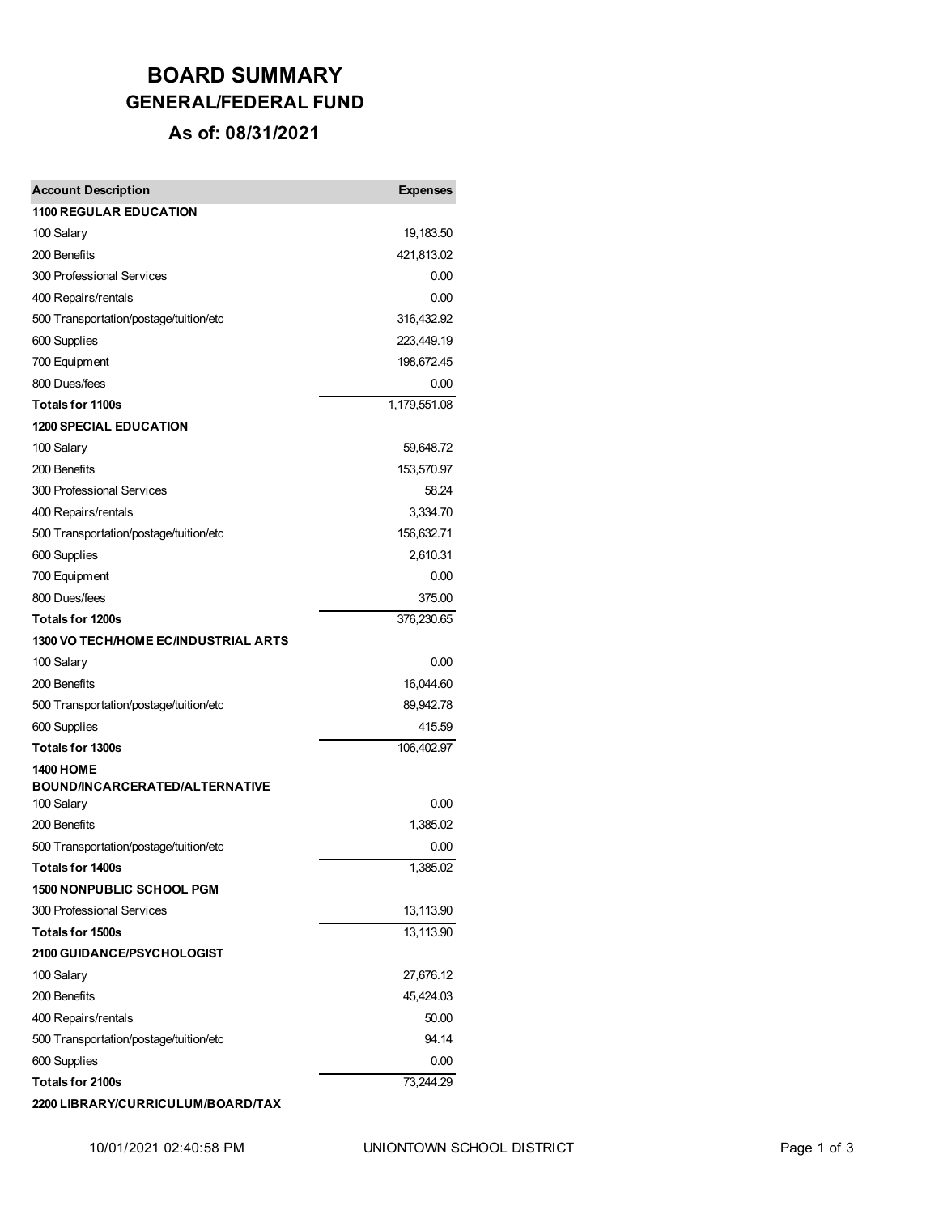# BOARD SUMMARY

## GENERAL/FEDERAL FUND

### As of: 08/31/2021

| Account Description | Expenses |
| --- | --- |
| **1100 REGULAR EDUCATION** | |
| 100 Salary | 19,183.50 |
| 200 Benefits | 421,813.02 |
| 300 Professional Services | 0.00 |
| 400 Repairs/rentals | 0.00 |
| 500 Transportation/postage/tuition/etc | 316,432.92 |
| 600 Supplies | 223,449.19 |
| 700 Equipment | 198,672.45 |
| 800 Dues/fees | 0.00 |
| **Totals for 1100s** | 1,179,551.08 |
| **1200 SPECIAL EDUCATION** | |
| 100 Salary | 59,648.72 |
| 200 Benefits | 153,570.97 |
| 300 Professional Services | 58.24 |
| 400 Repairs/rentals | 3,334.70 |
| 500 Transportation/postage/tuition/etc | 156,632.71 |
| 600 Supplies | 2,610.31 |
| 700 Equipment | 0.00 |
| 800 Dues/fees | 375.00 |
| **Totals for 1200s** | 376,230.65 |
| **1300 VO TECH/HOME EC/INDUSTRIAL ARTS** | |
| 100 Salary | 0.00 |
| 200 Benefits | 16,044.60 |
| 500 Transportation/postage/tuition/etc | 89,942.78 |
| 600 Supplies | 415.59 |
| **Totals for 1300s** | 106,402.97 |
| **1400 HOME BOUND/INCARCERATED/ALTERNATIVE** | |
| 100 Salary | 0.00 |
| 200 Benefits | 1,385.02 |
| 500 Transportation/postage/tuition/etc | 0.00 |
| **Totals for 1400s** | 1,385.02 |
| **1500 NONPUBLIC SCHOOL PGM** | |
| 300 Professional Services | 13,113.90 |
| **Totals for 1500s** | 13,113.90 |
| **2100 GUIDANCE/PSYCHOLOGIST** | |
| 100 Salary | 27,676.12 |
| 200 Benefits | 45,424.03 |
| 400 Repairs/rentals | 50.00 |
| 500 Transportation/postage/tuition/etc | 94.14 |
| 600 Supplies | 0.00 |
| **Totals for 2100s** | 73,244.29 |
| **2200 LIBRARY/CURRICULUM/BOARD/TAX** | |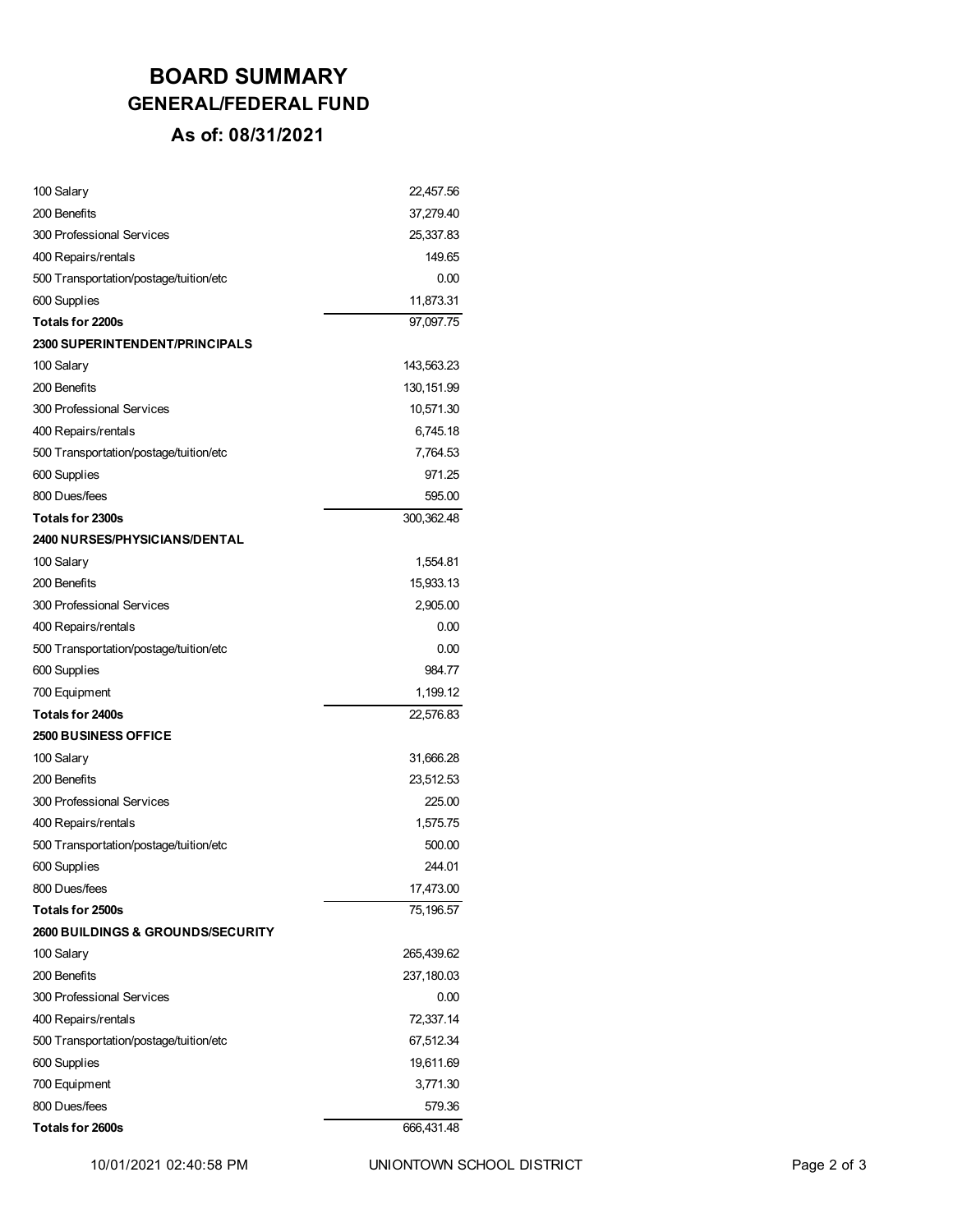# BOARD SUMMARY

## GENERAL/FEDERAL FUND

### As of: 08/31/2021

| | |
|---|---:|
| 100 Salary | 22,457.56 |
| 200 Benefits | 37,279.40 |
| 300 Professional Services | 25,337.83 |
| 400 Repairs/rentals | 149.65 |
| 500 Transportation/postage/tuition/etc | 0.00 |
| 600 Supplies | 11,873.31 |
| **Totals for 2200s** | 97,097.75 |
| **2300 SUPERINTENDENT/PRINCIPALS** | |
| 100 Salary | 143,563.23 |
| 200 Benefits | 130,151.99 |
| 300 Professional Services | 10,571.30 |
| 400 Repairs/rentals | 6,745.18 |
| 500 Transportation/postage/tuition/etc | 7,764.53 |
| 600 Supplies | 971.25 |
| 800 Dues/fees | 595.00 |
| **Totals for 2300s** | 300,362.48 |
| **2400 NURSES/PHYSICIANS/DENTAL** | |
| 100 Salary | 1,554.81 |
| 200 Benefits | 15,933.13 |
| 300 Professional Services | 2,905.00 |
| 400 Repairs/rentals | 0.00 |
| 500 Transportation/postage/tuition/etc | 0.00 |
| 600 Supplies | 984.77 |
| 700 Equipment | 1,199.12 |
| **Totals for 2400s** | 22,576.83 |
| **2500 BUSINESS OFFICE** | |
| 100 Salary | 31,666.28 |
| 200 Benefits | 23,512.53 |
| 300 Professional Services | 225.00 |
| 400 Repairs/rentals | 1,575.75 |
| 500 Transportation/postage/tuition/etc | 500.00 |
| 600 Supplies | 244.01 |
| 800 Dues/fees | 17,473.00 |
| **Totals for 2500s** | 75,196.57 |
| **2600 BUILDINGS & GROUNDS/SECURITY** | |
| 100 Salary | 265,439.62 |
| 200 Benefits | 237,180.03 |
| 300 Professional Services | 0.00 |
| 400 Repairs/rentals | 72,337.14 |
| 500 Transportation/postage/tuition/etc | 67,512.34 |
| 600 Supplies | 19,611.69 |
| 700 Equipment | 3,771.30 |
| 800 Dues/fees | 579.36 |
| **Totals for 2600s** | 666,431.48 |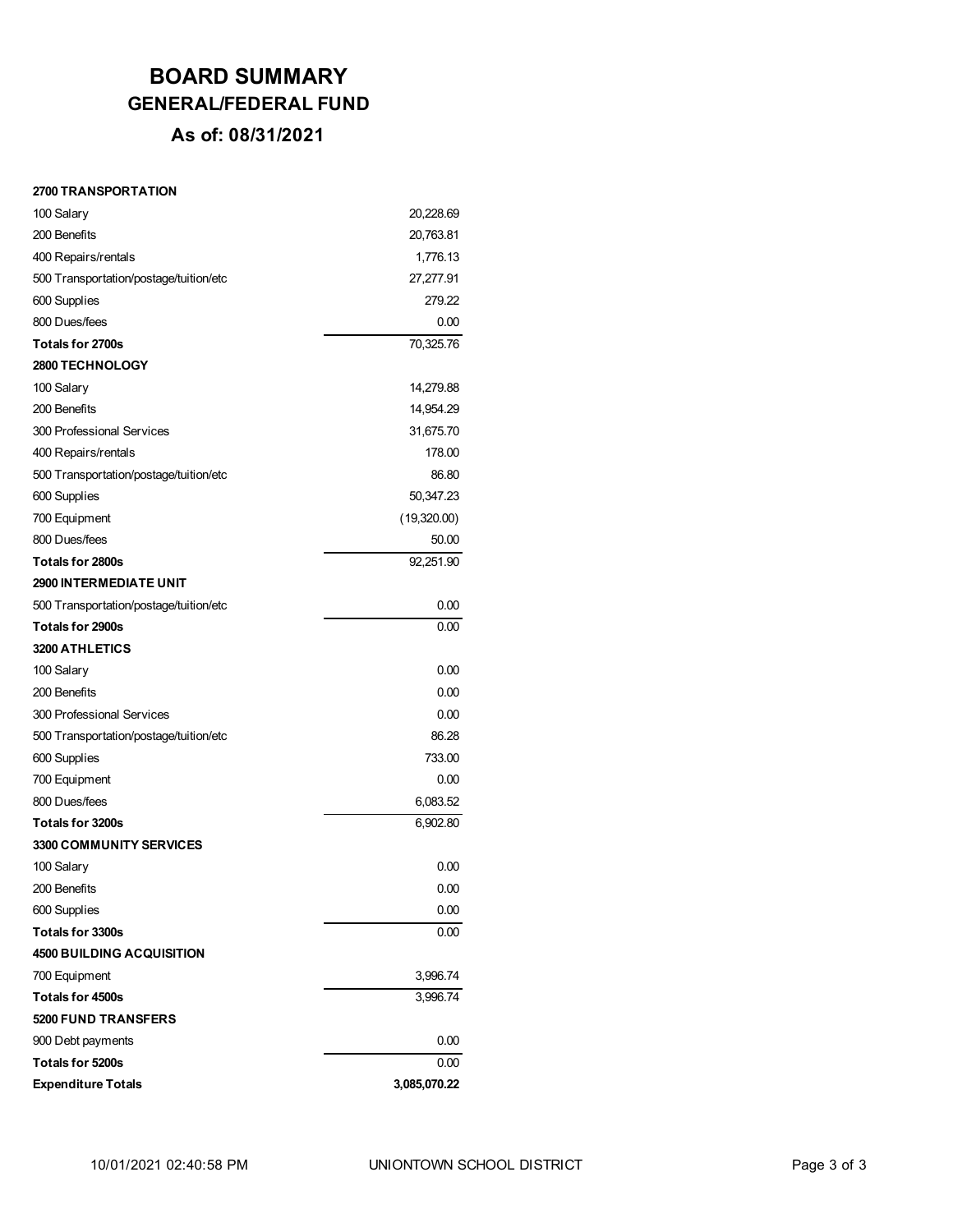# BOARD SUMMARY

## GENERAL/FEDERAL FUND

### As of: 08/31/2021

| | |
|---|---|
| **2700 TRANSPORTATION** | |
| 100 Salary | 20,228.69 |
| 200 Benefits | 20,763.81 |
| 400 Repairs/rentals | 1,776.13 |
| 500 Transportation/postage/tuition/etc | 27,277.91 |
| 600 Supplies | 279.22 |
| 800 Dues/fees | 0.00 |
| **Totals for 2700s** | 70,325.76 |
| **2800 TECHNOLOGY** | |
| 100 Salary | 14,279.88 |
| 200 Benefits | 14,954.29 |
| 300 Professional Services | 31,675.70 |
| 400 Repairs/rentals | 178.00 |
| 500 Transportation/postage/tuition/etc | 86.80 |
| 600 Supplies | 50,347.23 |
| 700 Equipment | (19,320.00) |
| 800 Dues/fees | 50.00 |
| **Totals for 2800s** | 92,251.90 |
| **2900 INTERMEDIATE UNIT** | |
| 500 Transportation/postage/tuition/etc | 0.00 |
| **Totals for 2900s** | 0.00 |
| **3200 ATHLETICS** | |
| 100 Salary | 0.00 |
| 200 Benefits | 0.00 |
| 300 Professional Services | 0.00 |
| 500 Transportation/postage/tuition/etc | 86.28 |
| 600 Supplies | 733.00 |
| 700 Equipment | 0.00 |
| 800 Dues/fees | 6,083.52 |
| **Totals for 3200s** | 6,902.80 |
| **3300 COMMUNITY SERVICES** | |
| 100 Salary | 0.00 |
| 200 Benefits | 0.00 |
| 600 Supplies | 0.00 |
| **Totals for 3300s** | 0.00 |
| **4500 BUILDING ACQUISITION** | |
| 700 Equipment | 3,996.74 |
| **Totals for 4500s** | 3,996.74 |
| **5200 FUND TRANSFERS** | |
| 900 Debt payments | 0.00 |
| **Totals for 5200s** | 0.00 |
| **Expenditure Totals** | **3,085,070.22** |

10/01/2021 02:40:58 PM UNIONTOWN SCHOOL DISTRICT